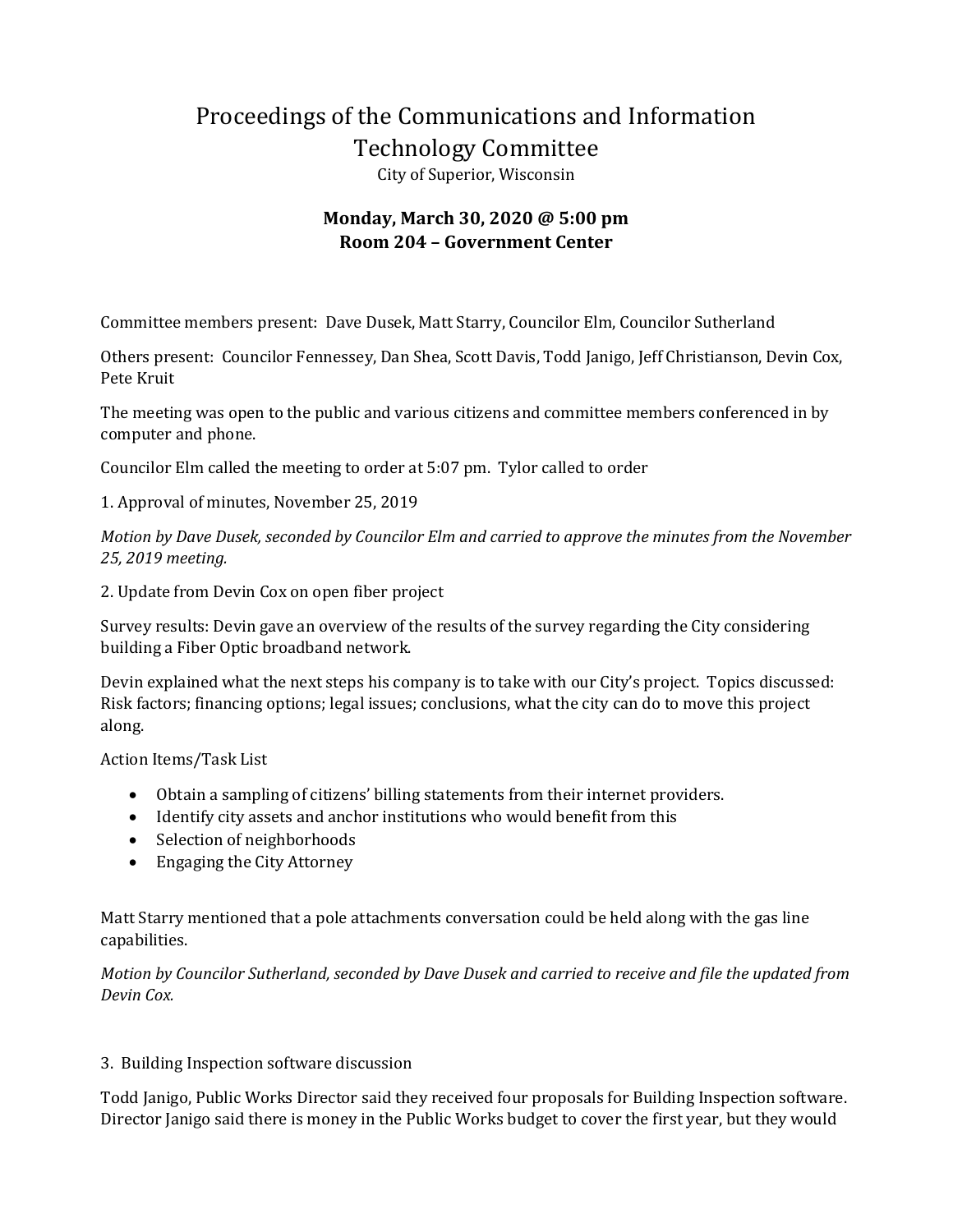# Proceedings of the Communications and Information Technology Committee

City of Superior, Wisconsin

**Monday, March 30, 2020 @ 5:00 pm**
**Room 204 – Government Center**

Committee members present: Dave Dusek, Matt Starry, Councilor Elm, Councilor Sutherland

Others present: Councilor Fennessey, Dan Shea, Scott Davis, Todd Janigo, Jeff Christianson, Devin Cox, Pete Kruit

The meeting was open to the public and various citizens and committee members conferenced in by computer and phone.

Councilor Elm called the meeting to order at 5:07 pm. Tylor called to order

1. Approval of minutes, November 25, 2019

*Motion by Dave Dusek, seconded by Councilor Elm and carried to approve the minutes from the November 25, 2019 meeting.*

2. Update from Devin Cox on open fiber project

Survey results: Devin gave an overview of the results of the survey regarding the City considering building a Fiber Optic broadband network.

Devin explained what the next steps his company is to take with our City's project. Topics discussed: Risk factors; financing options; legal issues; conclusions, what the city can do to move this project along.

Action Items/Task List

- Obtain a sampling of citizens' billing statements from their internet providers.
- Identify city assets and anchor institutions who would benefit from this
- Selection of neighborhoods
- Engaging the City Attorney

Matt Starry mentioned that a pole attachments conversation could be held along with the gas line capabilities.

*Motion by Councilor Sutherland, seconded by Dave Dusek and carried to receive and file the updated from Devin Cox.*

3. Building Inspection software discussion

Todd Janigo, Public Works Director said they received four proposals for Building Inspection software. Director Janigo said there is money in the Public Works budget to cover the first year, but they would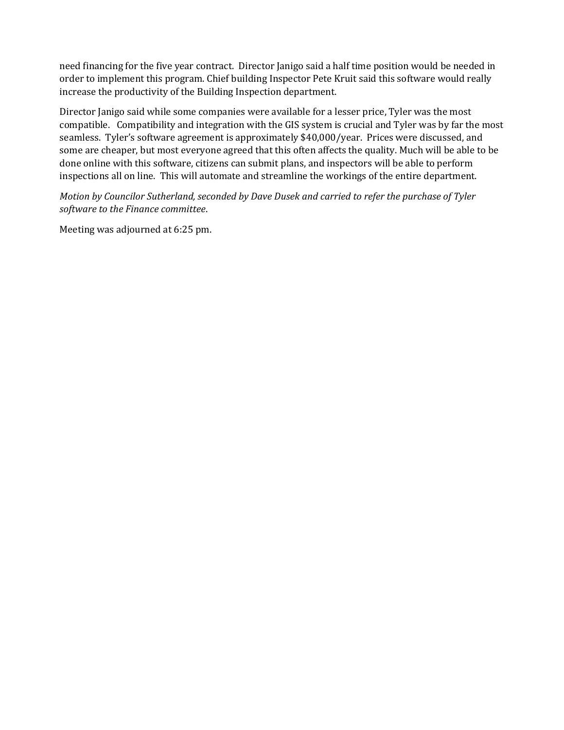need financing for the five year contract. Director Janigo said a half time position would be needed in order to implement this program. Chief building Inspector Pete Kruit said this software would really increase the productivity of the Building Inspection department.

Director Janigo said while some companies were available for a lesser price, Tyler was the most compatible. Compatibility and integration with the GIS system is crucial and Tyler was by far the most seamless. Tyler's software agreement is approximately $40,000/year. Prices were discussed, and some are cheaper, but most everyone agreed that this often affects the quality. Much will be able to be done online with this software, citizens can submit plans, and inspectors will be able to perform inspections all on line. This will automate and streamline the workings of the entire department.

*Motion by Councilor Sutherland, seconded by Dave Dusek and carried to refer the purchase of Tyler software to the Finance committee*.

Meeting was adjourned at 6:25 pm.